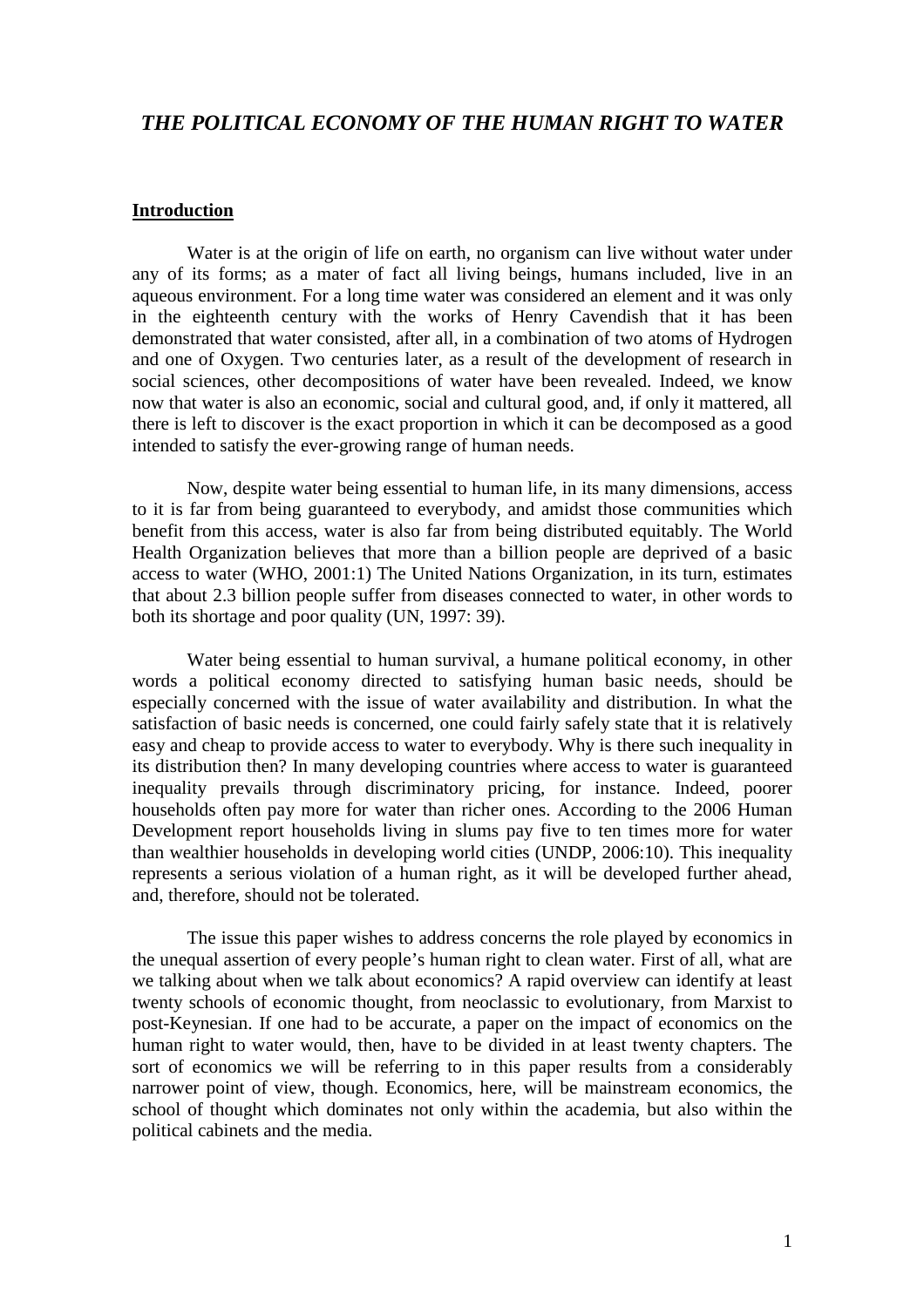# *THE POLITICAL ECONOMY OF THE HUMAN RIGHT TO WATER*

## Introduction

Water is at the origin of life on earth, no organism can live without water under any of its forms; as a mater of fact all living beings, humans included, live in an aqueous environment. For a long time water was considered an element and it was only in the eighteenth century with the works of Henry Cavendish that it has been demonstrated that water consisted, after all, in a combination of two atoms of Hydrogen and one of Oxygen. Two centuries later, as a result of the development of research in social sciences, other decompositions of water have been revealed. Indeed, we know now that water is also an economic, social and cultural good, and, if only it mattered, all there is left to discover is the exact proportion in which it can be decomposed as a good intended to satisfy the ever-growing range of human needs.

Now, despite water being essential to human life, in its many dimensions, access to it is far from being guaranteed to everybody, and amidst those communities which benefit from this access, water is also far from being distributed equitably. The World Health Organization believes that more than a billion people are deprived of a basic access to water (WHO, 2001:1) The United Nations Organization, in its turn, estimates that about 2.3 billion people suffer from diseases connected to water, in other words to both its shortage and poor quality (UN, 1997: 39).

Water being essential to human survival, a humane political economy, in other words a political economy directed to satisfying human basic needs, should be especially concerned with the issue of water availability and distribution. In what the satisfaction of basic needs is concerned, one could fairly safely state that it is relatively easy and cheap to provide access to water to everybody. Why is there such inequality in its distribution then? In many developing countries where access to water is guaranteed inequality prevails through discriminatory pricing, for instance. Indeed, poorer households often pay more for water than richer ones. According to the 2006 Human Development report households living in slums pay five to ten times more for water than wealthier households in developing world cities (UNDP, 2006:10). This inequality represents a serious violation of a human right, as it will be developed further ahead, and, therefore, should not be tolerated.

The issue this paper wishes to address concerns the role played by economics in the unequal assertion of every people's human right to clean water. First of all, what are we talking about when we talk about economics? A rapid overview can identify at least twenty schools of economic thought, from neoclassic to evolutionary, from Marxist to post-Keynesian. If one had to be accurate, a paper on the impact of economics on the human right to water would, then, have to be divided in at least twenty chapters. The sort of economics we will be referring to in this paper results from a considerably narrower point of view, though. Economics, here, will be mainstream economics, the school of thought which dominates not only within the academia, but also within the political cabinets and the media.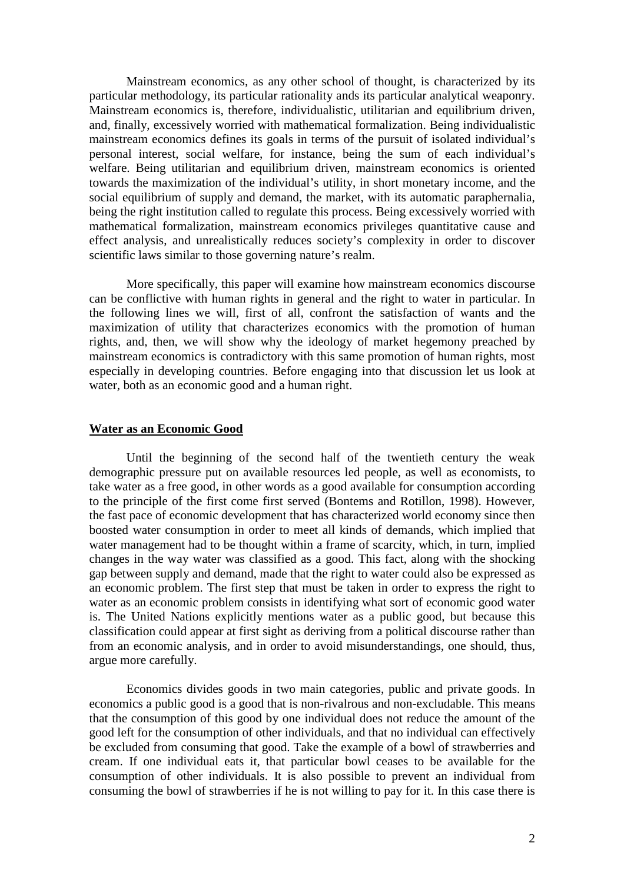Mainstream economics, as any other school of thought, is characterized by its particular methodology, its particular rationality ands its particular analytical weaponry. Mainstream economics is, therefore, individualistic, utilitarian and equilibrium driven, and, finally, excessively worried with mathematical formalization. Being individualistic mainstream economics defines its goals in terms of the pursuit of isolated individual's personal interest, social welfare, for instance, being the sum of each individual's welfare. Being utilitarian and equilibrium driven, mainstream economics is oriented towards the maximization of the individual's utility, in short monetary income, and the social equilibrium of supply and demand, the market, with its automatic paraphernalia, being the right institution called to regulate this process. Being excessively worried with mathematical formalization, mainstream economics privileges quantitative cause and effect analysis, and unrealistically reduces society's complexity in order to discover scientific laws similar to those governing nature's realm.

More specifically, this paper will examine how mainstream economics discourse can be conflictive with human rights in general and the right to water in particular. In the following lines we will, first of all, confront the satisfaction of wants and the maximization of utility that characterizes economics with the promotion of human rights, and, then, we will show why the ideology of market hegemony preached by mainstream economics is contradictory with this same promotion of human rights, most especially in developing countries. Before engaging into that discussion let us look at water, both as an economic good and a human right.

## Water as an Economic Good

Until the beginning of the second half of the twentieth century the weak demographic pressure put on available resources led people, as well as economists, to take water as a free good, in other words as a good available for consumption according to the principle of the first come first served (Bontems and Rotillon, 1998). However, the fast pace of economic development that has characterized world economy since then boosted water consumption in order to meet all kinds of demands, which implied that water management had to be thought within a frame of scarcity, which, in turn, implied changes in the way water was classified as a good. This fact, along with the shocking gap between supply and demand, made that the right to water could also be expressed as an economic problem. The first step that must be taken in order to express the right to water as an economic problem consists in identifying what sort of economic good water is. The United Nations explicitly mentions water as a public good, but because this classification could appear at first sight as deriving from a political discourse rather than from an economic analysis, and in order to avoid misunderstandings, one should, thus, argue more carefully.

Economics divides goods in two main categories, public and private goods. In economics a public good is a good that is non-rivalrous and non-excludable. This means that the consumption of this good by one individual does not reduce the amount of the good left for the consumption of other individuals, and that no individual can effectively be excluded from consuming that good. Take the example of a bowl of strawberries and cream. If one individual eats it, that particular bowl ceases to be available for the consumption of other individuals. It is also possible to prevent an individual from consuming the bowl of strawberries if he is not willing to pay for it. In this case there is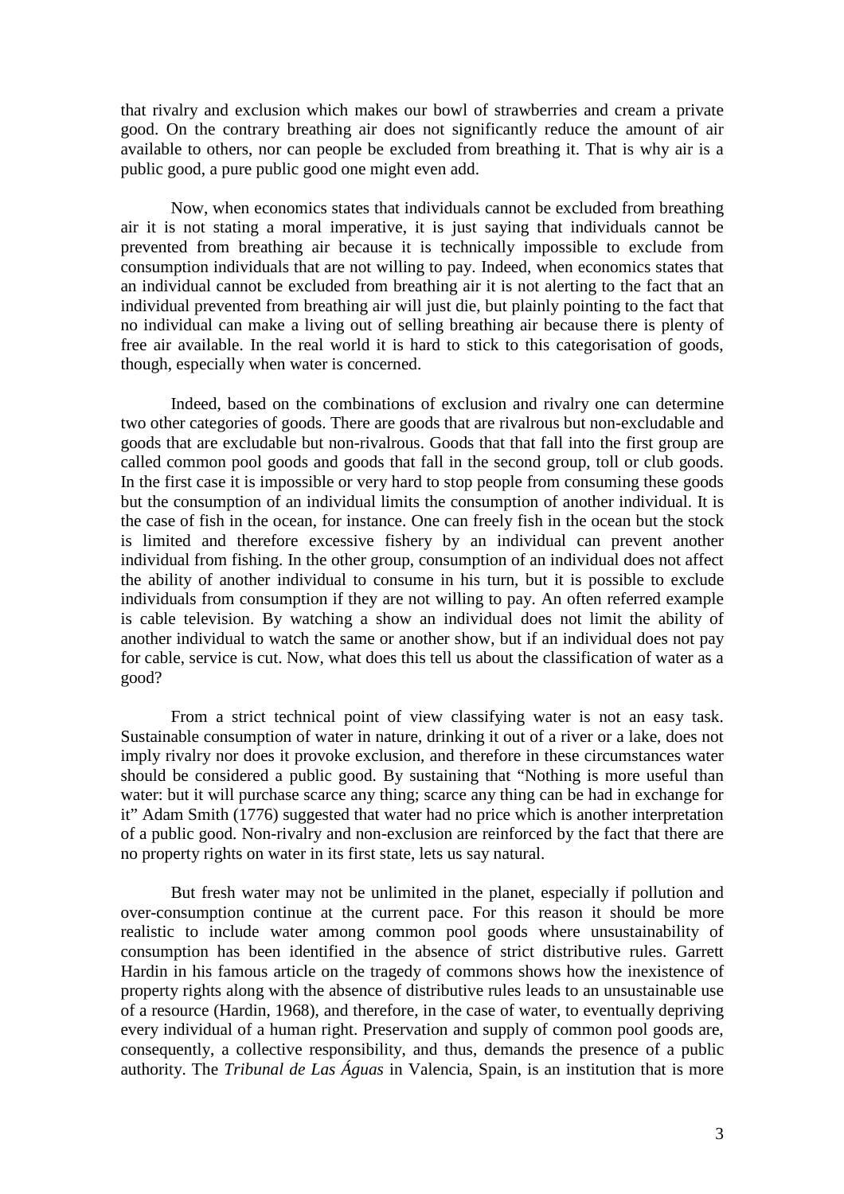that rivalry and exclusion which makes our bowl of strawberries and cream a private good. On the contrary breathing air does not significantly reduce the amount of air available to others, nor can people be excluded from breathing it. That is why air is a public good, a pure public good one might even add.

Now, when economics states that individuals cannot be excluded from breathing air it is not stating a moral imperative, it is just saying that individuals cannot be prevented from breathing air because it is technically impossible to exclude from consumption individuals that are not willing to pay. Indeed, when economics states that an individual cannot be excluded from breathing air it is not alerting to the fact that an individual prevented from breathing air will just die, but plainly pointing to the fact that no individual can make a living out of selling breathing air because there is plenty of free air available. In the real world it is hard to stick to this categorisation of goods, though, especially when water is concerned.

Indeed, based on the combinations of exclusion and rivalry one can determine two other categories of goods. There are goods that are rivalrous but non-excludable and goods that are excludable but non-rivalrous. Goods that that fall into the first group are called common pool goods and goods that fall in the second group, toll or club goods. In the first case it is impossible or very hard to stop people from consuming these goods but the consumption of an individual limits the consumption of another individual. It is the case of fish in the ocean, for instance. One can freely fish in the ocean but the stock is limited and therefore excessive fishery by an individual can prevent another individual from fishing. In the other group, consumption of an individual does not affect the ability of another individual to consume in his turn, but it is possible to exclude individuals from consumption if they are not willing to pay. An often referred example is cable television. By watching a show an individual does not limit the ability of another individual to watch the same or another show, but if an individual does not pay for cable, service is cut. Now, what does this tell us about the classification of water as a good?

From a strict technical point of view classifying water is not an easy task. Sustainable consumption of water in nature, drinking it out of a river or a lake, does not imply rivalry nor does it provoke exclusion, and therefore in these circumstances water should be considered a public good. By sustaining that "Nothing is more useful than water: but it will purchase scarce any thing; scarce any thing can be had in exchange for it" Adam Smith (1776) suggested that water had no price which is another interpretation of a public good. Non-rivalry and non-exclusion are reinforced by the fact that there are no property rights on water in its first state, lets us say natural.

But fresh water may not be unlimited in the planet, especially if pollution and over-consumption continue at the current pace. For this reason it should be more realistic to include water among common pool goods where unsustainability of consumption has been identified in the absence of strict distributive rules. Garrett Hardin in his famous article on the tragedy of commons shows how the inexistence of property rights along with the absence of distributive rules leads to an unsustainable use of a resource (Hardin, 1968), and therefore, in the case of water, to eventually depriving every individual of a human right. Preservation and supply of common pool goods are, consequently, a collective responsibility, and thus, demands the presence of a public authority. The *Tribunal de Las Águas* in Valencia, Spain, is an institution that is more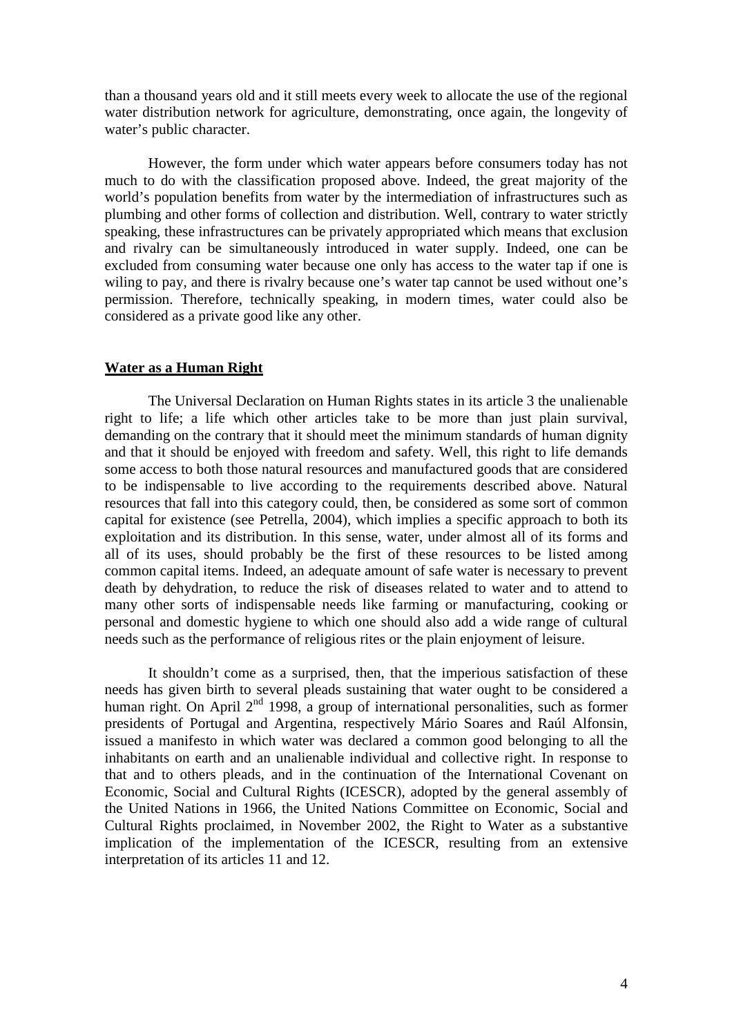than a thousand years old and it still meets every week to allocate the use of the regional water distribution network for agriculture, demonstrating, once again, the longevity of water's public character.

However, the form under which water appears before consumers today has not much to do with the classification proposed above. Indeed, the great majority of the world's population benefits from water by the intermediation of infrastructures such as plumbing and other forms of collection and distribution. Well, contrary to water strictly speaking, these infrastructures can be privately appropriated which means that exclusion and rivalry can be simultaneously introduced in water supply. Indeed, one can be excluded from consuming water because one only has access to the water tap if one is wiling to pay, and there is rivalry because one's water tap cannot be used without one's permission. Therefore, technically speaking, in modern times, water could also be considered as a private good like any other.

## Water as a Human Right

The Universal Declaration on Human Rights states in its article 3 the unalienable right to life; a life which other articles take to be more than just plain survival, demanding on the contrary that it should meet the minimum standards of human dignity and that it should be enjoyed with freedom and safety. Well, this right to life demands some access to both those natural resources and manufactured goods that are considered to be indispensable to live according to the requirements described above. Natural resources that fall into this category could, then, be considered as some sort of common capital for existence (see Petrella, 2004), which implies a specific approach to both its exploitation and its distribution. In this sense, water, under almost all of its forms and all of its uses, should probably be the first of these resources to be listed among common capital items. Indeed, an adequate amount of safe water is necessary to prevent death by dehydration, to reduce the risk of diseases related to water and to attend to many other sorts of indispensable needs like farming or manufacturing, cooking or personal and domestic hygiene to which one should also add a wide range of cultural needs such as the performance of religious rites or the plain enjoyment of leisure.

It shouldn't come as a surprised, then, that the imperious satisfaction of these needs has given birth to several pleads sustaining that water ought to be considered a human right. On April 2nd 1998, a group of international personalities, such as former presidents of Portugal and Argentina, respectively Mário Soares and Raúl Alfonsin, issued a manifesto in which water was declared a common good belonging to all the inhabitants on earth and an unalienable individual and collective right. In response to that and to others pleads, and in the continuation of the International Covenant on Economic, Social and Cultural Rights (ICESCR), adopted by the general assembly of the United Nations in 1966, the United Nations Committee on Economic, Social and Cultural Rights proclaimed, in November 2002, the Right to Water as a substantive implication of the implementation of the ICESCR, resulting from an extensive interpretation of its articles 11 and 12.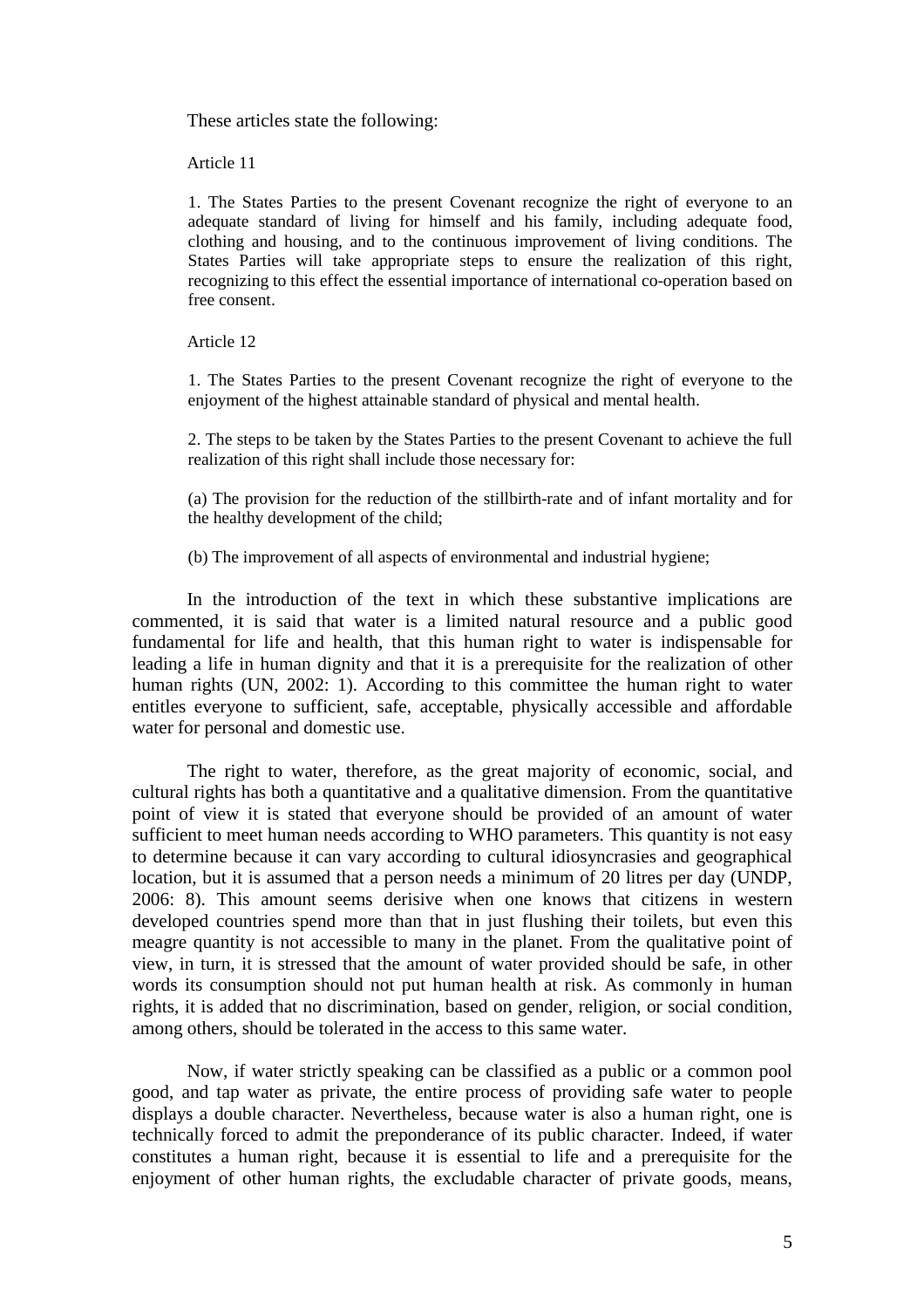These articles state the following:

> Article 11
>
> 1. The States Parties to the present Covenant recognize the right of everyone to an adequate standard of living for himself and his family, including adequate food, clothing and housing, and to the continuous improvement of living conditions. The States Parties will take appropriate steps to ensure the realization of this right, recognizing to this effect the essential importance of international co-operation based on free consent.
>
> Article 12
>
> 1. The States Parties to the present Covenant recognize the right of everyone to the enjoyment of the highest attainable standard of physical and mental health.
>
> 2. The steps to be taken by the States Parties to the present Covenant to achieve the full realization of this right shall include those necessary for:
>
> (a) The provision for the reduction of the stillbirth-rate and of infant mortality and for the healthy development of the child;
>
> (b) The improvement of all aspects of environmental and industrial hygiene;

In the introduction of the text in which these substantive implications are commented, it is said that water is a limited natural resource and a public good fundamental for life and health, that this human right to water is indispensable for leading a life in human dignity and that it is a prerequisite for the realization of other human rights (UN, 2002: 1). According to this committee the human right to water entitles everyone to sufficient, safe, acceptable, physically accessible and affordable water for personal and domestic use.

The right to water, therefore, as the great majority of economic, social, and cultural rights has both a quantitative and a qualitative dimension. From the quantitative point of view it is stated that everyone should be provided of an amount of water sufficient to meet human needs according to WHO parameters. This quantity is not easy to determine because it can vary according to cultural idiosyncrasies and geographical location, but it is assumed that a person needs a minimum of 20 litres per day (UNDP, 2006: 8). This amount seems derisive when one knows that citizens in western developed countries spend more than that in just flushing their toilets, but even this meagre quantity is not accessible to many in the planet. From the qualitative point of view, in turn, it is stressed that the amount of water provided should be safe, in other words its consumption should not put human health at risk. As commonly in human rights, it is added that no discrimination, based on gender, religion, or social condition, among others, should be tolerated in the access to this same water.

Now, if water strictly speaking can be classified as a public or a common pool good, and tap water as private, the entire process of providing safe water to people displays a double character. Nevertheless, because water is also a human right, one is technically forced to admit the preponderance of its public character. Indeed, if water constitutes a human right, because it is essential to life and a prerequisite for the enjoyment of other human rights, the excludable character of private goods, means,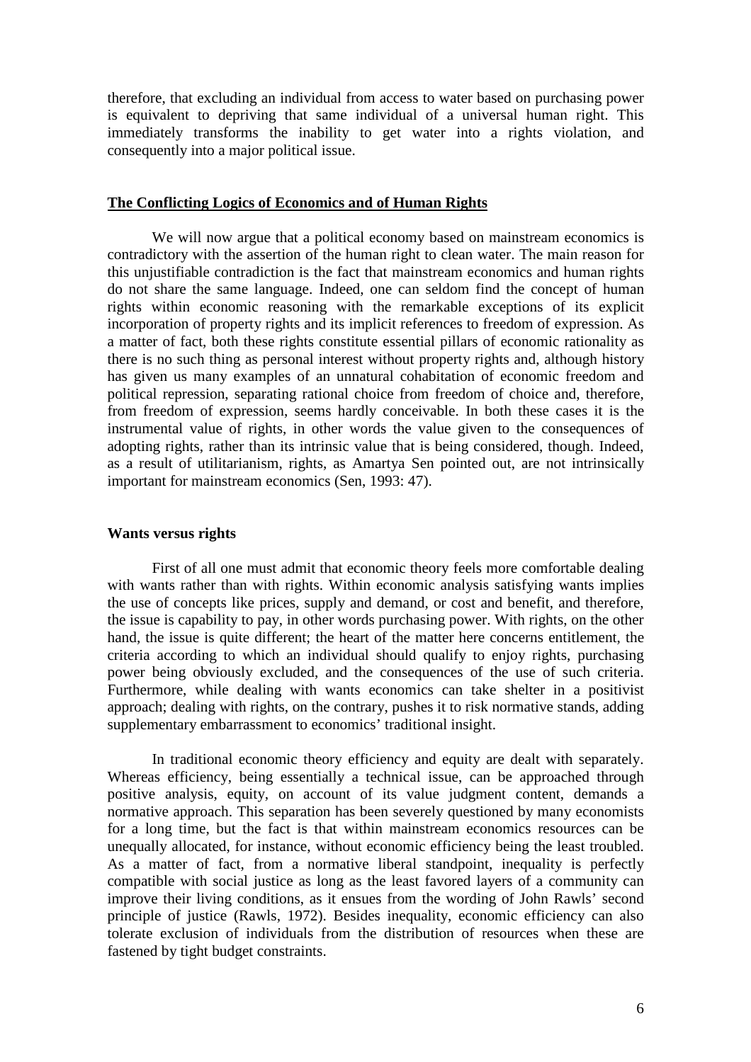therefore, that excluding an individual from access to water based on purchasing power is equivalent to depriving that same individual of a universal human right. This immediately transforms the inability to get water into a rights violation, and consequently into a major political issue.

## The Conflicting Logics of Economics and of Human Rights

We will now argue that a political economy based on mainstream economics is contradictory with the assertion of the human right to clean water. The main reason for this unjustifiable contradiction is the fact that mainstream economics and human rights do not share the same language. Indeed, one can seldom find the concept of human rights within economic reasoning with the remarkable exceptions of its explicit incorporation of property rights and its implicit references to freedom of expression. As a matter of fact, both these rights constitute essential pillars of economic rationality as there is no such thing as personal interest without property rights and, although history has given us many examples of an unnatural cohabitation of economic freedom and political repression, separating rational choice from freedom of choice and, therefore, from freedom of expression, seems hardly conceivable. In both these cases it is the instrumental value of rights, in other words the value given to the consequences of adopting rights, rather than its intrinsic value that is being considered, though. Indeed, as a result of utilitarianism, rights, as Amartya Sen pointed out, are not intrinsically important for mainstream economics (Sen, 1993: 47).

### Wants versus rights

First of all one must admit that economic theory feels more comfortable dealing with wants rather than with rights. Within economic analysis satisfying wants implies the use of concepts like prices, supply and demand, or cost and benefit, and therefore, the issue is capability to pay, in other words purchasing power. With rights, on the other hand, the issue is quite different; the heart of the matter here concerns entitlement, the criteria according to which an individual should qualify to enjoy rights, purchasing power being obviously excluded, and the consequences of the use of such criteria. Furthermore, while dealing with wants economics can take shelter in a positivist approach; dealing with rights, on the contrary, pushes it to risk normative stands, adding supplementary embarrassment to economics' traditional insight.

In traditional economic theory efficiency and equity are dealt with separately. Whereas efficiency, being essentially a technical issue, can be approached through positive analysis, equity, on account of its value judgment content, demands a normative approach. This separation has been severely questioned by many economists for a long time, but the fact is that within mainstream economics resources can be unequally allocated, for instance, without economic efficiency being the least troubled. As a matter of fact, from a normative liberal standpoint, inequality is perfectly compatible with social justice as long as the least favored layers of a community can improve their living conditions, as it ensues from the wording of John Rawls' second principle of justice (Rawls, 1972). Besides inequality, economic efficiency can also tolerate exclusion of individuals from the distribution of resources when these are fastened by tight budget constraints.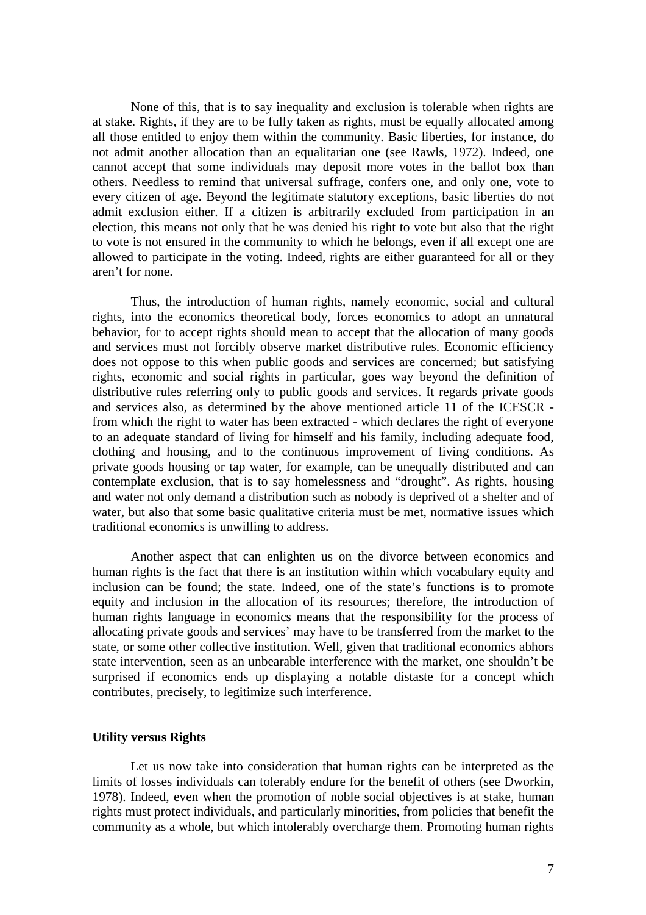None of this, that is to say inequality and exclusion is tolerable when rights are at stake. Rights, if they are to be fully taken as rights, must be equally allocated among all those entitled to enjoy them within the community. Basic liberties, for instance, do not admit another allocation than an equalitarian one (see Rawls, 1972). Indeed, one cannot accept that some individuals may deposit more votes in the ballot box than others. Needless to remind that universal suffrage, confers one, and only one, vote to every citizen of age. Beyond the legitimate statutory exceptions, basic liberties do not admit exclusion either. If a citizen is arbitrarily excluded from participation in an election, this means not only that he was denied his right to vote but also that the right to vote is not ensured in the community to which he belongs, even if all except one are allowed to participate in the voting. Indeed, rights are either guaranteed for all or they aren't for none.

Thus, the introduction of human rights, namely economic, social and cultural rights, into the economics theoretical body, forces economics to adopt an unnatural behavior, for to accept rights should mean to accept that the allocation of many goods and services must not forcibly observe market distributive rules. Economic efficiency does not oppose to this when public goods and services are concerned; but satisfying rights, economic and social rights in particular, goes way beyond the definition of distributive rules referring only to public goods and services. It regards private goods and services also, as determined by the above mentioned article 11 of the ICESCR - from which the right to water has been extracted - which declares the right of everyone to an adequate standard of living for himself and his family, including adequate food, clothing and housing, and to the continuous improvement of living conditions. As private goods housing or tap water, for example, can be unequally distributed and can contemplate exclusion, that is to say homelessness and "drought". As rights, housing and water not only demand a distribution such as nobody is deprived of a shelter and of water, but also that some basic qualitative criteria must be met, normative issues which traditional economics is unwilling to address.

Another aspect that can enlighten us on the divorce between economics and human rights is the fact that there is an institution within which vocabulary equity and inclusion can be found; the state. Indeed, one of the state's functions is to promote equity and inclusion in the allocation of its resources; therefore, the introduction of human rights language in economics means that the responsibility for the process of allocating private goods and services' may have to be transferred from the market to the state, or some other collective institution. Well, given that traditional economics abhors state intervention, seen as an unbearable interference with the market, one shouldn't be surprised if economics ends up displaying a notable distaste for a concept which contributes, precisely, to legitimize such interference.

**Utility versus Rights**

Let us now take into consideration that human rights can be interpreted as the limits of losses individuals can tolerably endure for the benefit of others (see Dworkin, 1978). Indeed, even when the promotion of noble social objectives is at stake, human rights must protect individuals, and particularly minorities, from policies that benefit the community as a whole, but which intolerably overcharge them. Promoting human rights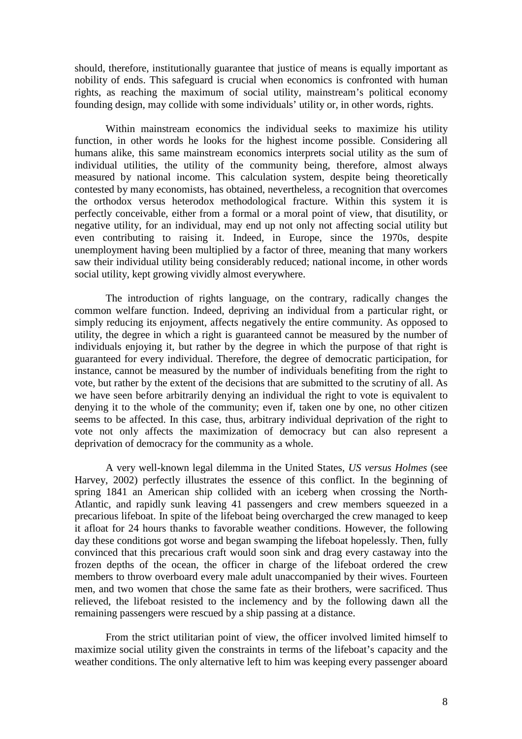should, therefore, institutionally guarantee that justice of means is equally important as nobility of ends. This safeguard is crucial when economics is confronted with human rights, as reaching the maximum of social utility, mainstream's political economy founding design, may collide with some individuals' utility or, in other words, rights.

Within mainstream economics the individual seeks to maximize his utility function, in other words he looks for the highest income possible. Considering all humans alike, this same mainstream economics interprets social utility as the sum of individual utilities, the utility of the community being, therefore, almost always measured by national income. This calculation system, despite being theoretically contested by many economists, has obtained, nevertheless, a recognition that overcomes the orthodox versus heterodox methodological fracture. Within this system it is perfectly conceivable, either from a formal or a moral point of view, that disutility, or negative utility, for an individual, may end up not only not affecting social utility but even contributing to raising it. Indeed, in Europe, since the 1970s, despite unemployment having been multiplied by a factor of three, meaning that many workers saw their individual utility being considerably reduced; national income, in other words social utility, kept growing vividly almost everywhere.

The introduction of rights language, on the contrary, radically changes the common welfare function. Indeed, depriving an individual from a particular right, or simply reducing its enjoyment, affects negatively the entire community. As opposed to utility, the degree in which a right is guaranteed cannot be measured by the number of individuals enjoying it, but rather by the degree in which the purpose of that right is guaranteed for every individual. Therefore, the degree of democratic participation, for instance, cannot be measured by the number of individuals benefiting from the right to vote, but rather by the extent of the decisions that are submitted to the scrutiny of all. As we have seen before arbitrarily denying an individual the right to vote is equivalent to denying it to the whole of the community; even if, taken one by one, no other citizen seems to be affected. In this case, thus, arbitrary individual deprivation of the right to vote not only affects the maximization of democracy but can also represent a deprivation of democracy for the community as a whole.

A very well-known legal dilemma in the United States, *US versus Holmes* (see Harvey, 2002) perfectly illustrates the essence of this conflict. In the beginning of spring 1841 an American ship collided with an iceberg when crossing the North-Atlantic, and rapidly sunk leaving 41 passengers and crew members squeezed in a precarious lifeboat. In spite of the lifeboat being overcharged the crew managed to keep it afloat for 24 hours thanks to favorable weather conditions. However, the following day these conditions got worse and began swamping the lifeboat hopelessly. Then, fully convinced that this precarious craft would soon sink and drag every castaway into the frozen depths of the ocean, the officer in charge of the lifeboat ordered the crew members to throw overboard every male adult unaccompanied by their wives. Fourteen men, and two women that chose the same fate as their brothers, were sacrificed. Thus relieved, the lifeboat resisted to the inclemency and by the following dawn all the remaining passengers were rescued by a ship passing at a distance.

From the strict utilitarian point of view, the officer involved limited himself to maximize social utility given the constraints in terms of the lifeboat's capacity and the weather conditions. The only alternative left to him was keeping every passenger aboard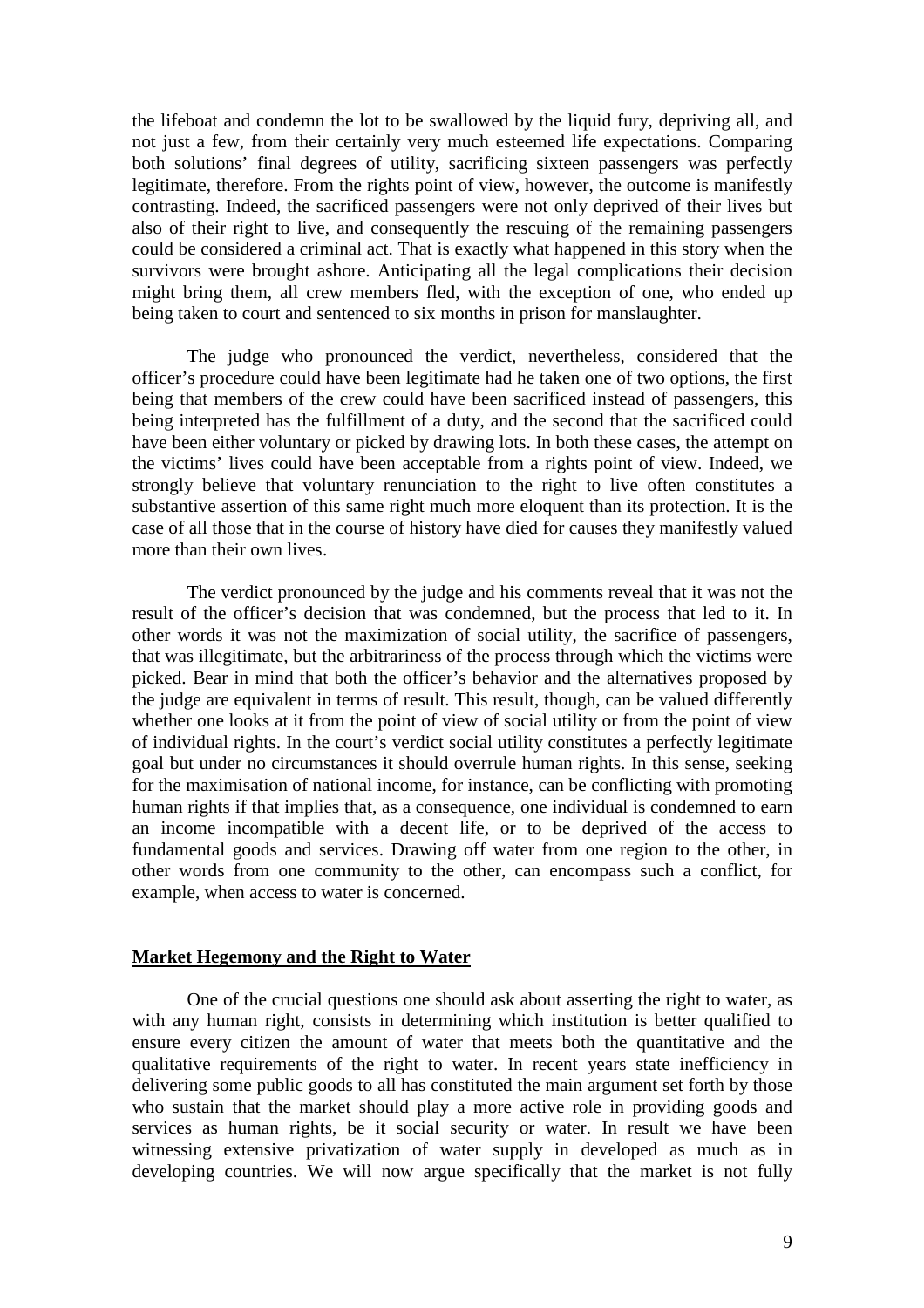the lifeboat and condemn the lot to be swallowed by the liquid fury, depriving all, and not just a few, from their certainly very much esteemed life expectations. Comparing both solutions' final degrees of utility, sacrificing sixteen passengers was perfectly legitimate, therefore. From the rights point of view, however, the outcome is manifestly contrasting. Indeed, the sacrificed passengers were not only deprived of their lives but also of their right to live, and consequently the rescuing of the remaining passengers could be considered a criminal act. That is exactly what happened in this story when the survivors were brought ashore. Anticipating all the legal complications their decision might bring them, all crew members fled, with the exception of one, who ended up being taken to court and sentenced to six months in prison for manslaughter.

The judge who pronounced the verdict, nevertheless, considered that the officer's procedure could have been legitimate had he taken one of two options, the first being that members of the crew could have been sacrificed instead of passengers, this being interpreted has the fulfillment of a duty, and the second that the sacrificed could have been either voluntary or picked by drawing lots. In both these cases, the attempt on the victims' lives could have been acceptable from a rights point of view. Indeed, we strongly believe that voluntary renunciation to the right to live often constitutes a substantive assertion of this same right much more eloquent than its protection. It is the case of all those that in the course of history have died for causes they manifestly valued more than their own lives.

The verdict pronounced by the judge and his comments reveal that it was not the result of the officer's decision that was condemned, but the process that led to it. In other words it was not the maximization of social utility, the sacrifice of passengers, that was illegitimate, but the arbitrariness of the process through which the victims were picked. Bear in mind that both the officer's behavior and the alternatives proposed by the judge are equivalent in terms of result. This result, though, can be valued differently whether one looks at it from the point of view of social utility or from the point of view of individual rights. In the court's verdict social utility constitutes a perfectly legitimate goal but under no circumstances it should overrule human rights. In this sense, seeking for the maximisation of national income, for instance, can be conflicting with promoting human rights if that implies that, as a consequence, one individual is condemned to earn an income incompatible with a decent life, or to be deprived of the access to fundamental goods and services. Drawing off water from one region to the other, in other words from one community to the other, can encompass such a conflict, for example, when access to water is concerned.

## Market Hegemony and the Right to Water

One of the crucial questions one should ask about asserting the right to water, as with any human right, consists in determining which institution is better qualified to ensure every citizen the amount of water that meets both the quantitative and the qualitative requirements of the right to water. In recent years state inefficiency in delivering some public goods to all has constituted the main argument set forth by those who sustain that the market should play a more active role in providing goods and services as human rights, be it social security or water. In result we have been witnessing extensive privatization of water supply in developed as much as in developing countries. We will now argue specifically that the market is not fully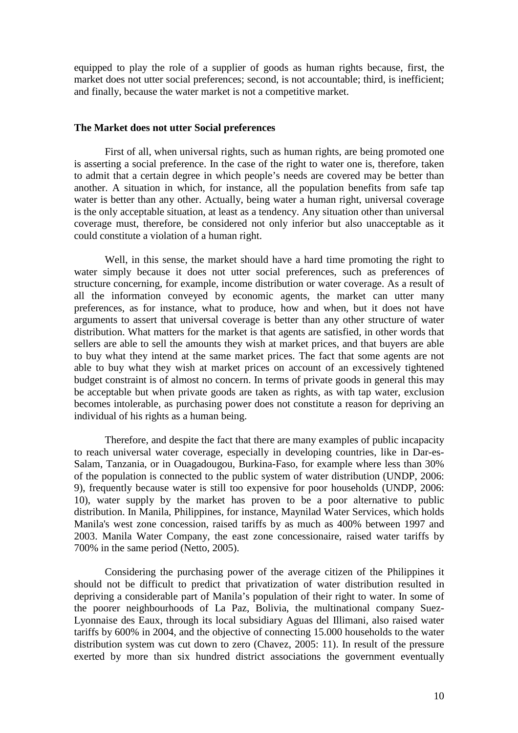equipped to play the role of a supplier of goods as human rights because, first, the market does not utter social preferences; second, is not accountable; third, is inefficient; and finally, because the water market is not a competitive market.

## The Market does not utter Social preferences

First of all, when universal rights, such as human rights, are being promoted one is asserting a social preference. In the case of the right to water one is, therefore, taken to admit that a certain degree in which people's needs are covered may be better than another. A situation in which, for instance, all the population benefits from safe tap water is better than any other. Actually, being water a human right, universal coverage is the only acceptable situation, at least as a tendency. Any situation other than universal coverage must, therefore, be considered not only inferior but also unacceptable as it could constitute a violation of a human right.

Well, in this sense, the market should have a hard time promoting the right to water simply because it does not utter social preferences, such as preferences of structure concerning, for example, income distribution or water coverage. As a result of all the information conveyed by economic agents, the market can utter many preferences, as for instance, what to produce, how and when, but it does not have arguments to assert that universal coverage is better than any other structure of water distribution. What matters for the market is that agents are satisfied, in other words that sellers are able to sell the amounts they wish at market prices, and that buyers are able to buy what they intend at the same market prices. The fact that some agents are not able to buy what they wish at market prices on account of an excessively tightened budget constraint is of almost no concern. In terms of private goods in general this may be acceptable but when private goods are taken as rights, as with tap water, exclusion becomes intolerable, as purchasing power does not constitute a reason for depriving an individual of his rights as a human being.

Therefore, and despite the fact that there are many examples of public incapacity to reach universal water coverage, especially in developing countries, like in Dar-es-Salam, Tanzania, or in Ouagadougou, Burkina-Faso, for example where less than 30% of the population is connected to the public system of water distribution (UNDP, 2006: 9), frequently because water is still too expensive for poor households (UNDP, 2006: 10), water supply by the market has proven to be a poor alternative to public distribution. In Manila, Philippines, for instance, Maynilad Water Services, which holds Manila's west zone concession, raised tariffs by as much as 400% between 1997 and 2003. Manila Water Company, the east zone concessionaire, raised water tariffs by 700% in the same period (Netto, 2005).

Considering the purchasing power of the average citizen of the Philippines it should not be difficult to predict that privatization of water distribution resulted in depriving a considerable part of Manila's population of their right to water. In some of the poorer neighbourhoods of La Paz, Bolivia, the multinational company Suez-Lyonnaise des Eaux, through its local subsidiary Aguas del Illimani, also raised water tariffs by 600% in 2004, and the objective of connecting 15.000 households to the water distribution system was cut down to zero (Chavez, 2005: 11). In result of the pressure exerted by more than six hundred district associations the government eventually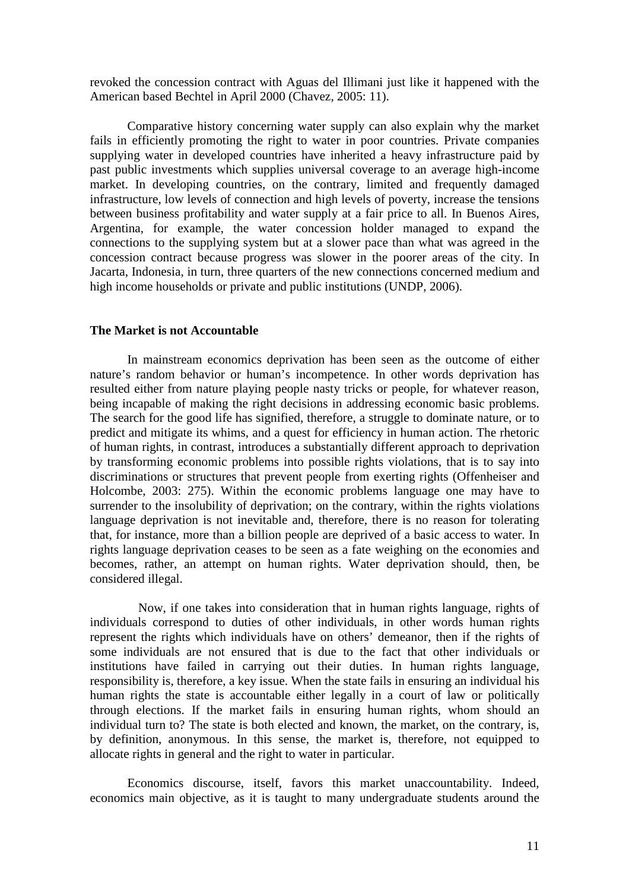revoked the concession contract with Aguas del Illimani just like it happened with the American based Bechtel in April 2000 (Chavez, 2005: 11).

Comparative history concerning water supply can also explain why the market fails in efficiently promoting the right to water in poor countries. Private companies supplying water in developed countries have inherited a heavy infrastructure paid by past public investments which supplies universal coverage to an average high-income market. In developing countries, on the contrary, limited and frequently damaged infrastructure, low levels of connection and high levels of poverty, increase the tensions between business profitability and water supply at a fair price to all. In Buenos Aires, Argentina, for example, the water concession holder managed to expand the connections to the supplying system but at a slower pace than what was agreed in the concession contract because progress was slower in the poorer areas of the city. In Jacarta, Indonesia, in turn, three quarters of the new connections concerned medium and high income households or private and public institutions (UNDP, 2006).

**The Market is not Accountable**

In mainstream economics deprivation has been seen as the outcome of either nature's random behavior or human's incompetence. In other words deprivation has resulted either from nature playing people nasty tricks or people, for whatever reason, being incapable of making the right decisions in addressing economic basic problems. The search for the good life has signified, therefore, a struggle to dominate nature, or to predict and mitigate its whims, and a quest for efficiency in human action. The rhetoric of human rights, in contrast, introduces a substantially different approach to deprivation by transforming economic problems into possible rights violations, that is to say into discriminations or structures that prevent people from exerting rights (Offenheiser and Holcombe, 2003: 275). Within the economic problems language one may have to surrender to the insolubility of deprivation; on the contrary, within the rights violations language deprivation is not inevitable and, therefore, there is no reason for tolerating that, for instance, more than a billion people are deprived of a basic access to water. In rights language deprivation ceases to be seen as a fate weighing on the economies and becomes, rather, an attempt on human rights. Water deprivation should, then, be considered illegal.

Now, if one takes into consideration that in human rights language, rights of individuals correspond to duties of other individuals, in other words human rights represent the rights which individuals have on others' demeanor, then if the rights of some individuals are not ensured that is due to the fact that other individuals or institutions have failed in carrying out their duties. In human rights language, responsibility is, therefore, a key issue. When the state fails in ensuring an individual his human rights the state is accountable either legally in a court of law or politically through elections. If the market fails in ensuring human rights, whom should an individual turn to? The state is both elected and known, the market, on the contrary, is, by definition, anonymous. In this sense, the market is, therefore, not equipped to allocate rights in general and the right to water in particular.

Economics discourse, itself, favors this market unaccountability. Indeed, economics main objective, as it is taught to many undergraduate students around the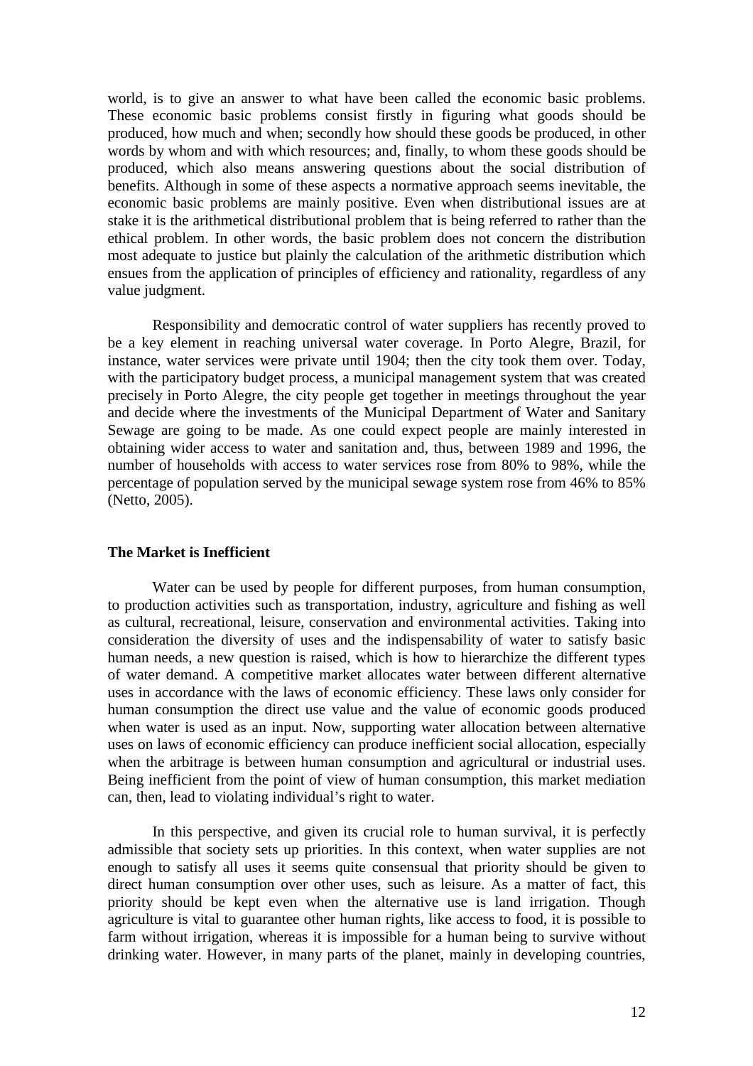world, is to give an answer to what have been called the economic basic problems. These economic basic problems consist firstly in figuring what goods should be produced, how much and when; secondly how should these goods be produced, in other words by whom and with which resources; and, finally, to whom these goods should be produced, which also means answering questions about the social distribution of benefits. Although in some of these aspects a normative approach seems inevitable, the economic basic problems are mainly positive. Even when distributional issues are at stake it is the arithmetical distributional problem that is being referred to rather than the ethical problem. In other words, the basic problem does not concern the distribution most adequate to justice but plainly the calculation of the arithmetic distribution which ensues from the application of principles of efficiency and rationality, regardless of any value judgment.

Responsibility and democratic control of water suppliers has recently proved to be a key element in reaching universal water coverage. In Porto Alegre, Brazil, for instance, water services were private until 1904; then the city took them over. Today, with the participatory budget process, a municipal management system that was created precisely in Porto Alegre, the city people get together in meetings throughout the year and decide where the investments of the Municipal Department of Water and Sanitary Sewage are going to be made. As one could expect people are mainly interested in obtaining wider access to water and sanitation and, thus, between 1989 and 1996, the number of households with access to water services rose from 80% to 98%, while the percentage of population served by the municipal sewage system rose from 46% to 85% (Netto, 2005).

### The Market is Inefficient

Water can be used by people for different purposes, from human consumption, to production activities such as transportation, industry, agriculture and fishing as well as cultural, recreational, leisure, conservation and environmental activities. Taking into consideration the diversity of uses and the indispensability of water to satisfy basic human needs, a new question is raised, which is how to hierarchize the different types of water demand. A competitive market allocates water between different alternative uses in accordance with the laws of economic efficiency. These laws only consider for human consumption the direct use value and the value of economic goods produced when water is used as an input. Now, supporting water allocation between alternative uses on laws of economic efficiency can produce inefficient social allocation, especially when the arbitrage is between human consumption and agricultural or industrial uses. Being inefficient from the point of view of human consumption, this market mediation can, then, lead to violating individual's right to water.

In this perspective, and given its crucial role to human survival, it is perfectly admissible that society sets up priorities. In this context, when water supplies are not enough to satisfy all uses it seems quite consensual that priority should be given to direct human consumption over other uses, such as leisure. As a matter of fact, this priority should be kept even when the alternative use is land irrigation. Though agriculture is vital to guarantee other human rights, like access to food, it is possible to farm without irrigation, whereas it is impossible for a human being to survive without drinking water. However, in many parts of the planet, mainly in developing countries,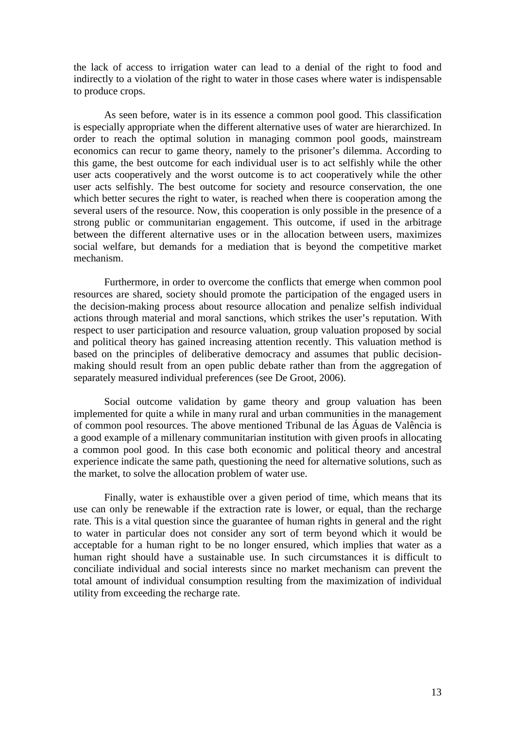the lack of access to irrigation water can lead to a denial of the right to food and indirectly to a violation of the right to water in those cases where water is indispensable to produce crops.

As seen before, water is in its essence a common pool good. This classification is especially appropriate when the different alternative uses of water are hierarchized. In order to reach the optimal solution in managing common pool goods, mainstream economics can recur to game theory, namely to the prisoner's dilemma. According to this game, the best outcome for each individual user is to act selfishly while the other user acts cooperatively and the worst outcome is to act cooperatively while the other user acts selfishly. The best outcome for society and resource conservation, the one which better secures the right to water, is reached when there is cooperation among the several users of the resource. Now, this cooperation is only possible in the presence of a strong public or communitarian engagement. This outcome, if used in the arbitrage between the different alternative uses or in the allocation between users, maximizes social welfare, but demands for a mediation that is beyond the competitive market mechanism.

Furthermore, in order to overcome the conflicts that emerge when common pool resources are shared, society should promote the participation of the engaged users in the decision-making process about resource allocation and penalize selfish individual actions through material and moral sanctions, which strikes the user's reputation. With respect to user participation and resource valuation, group valuation proposed by social and political theory has gained increasing attention recently. This valuation method is based on the principles of deliberative democracy and assumes that public decision-making should result from an open public debate rather than from the aggregation of separately measured individual preferences (see De Groot, 2006).

Social outcome validation by game theory and group valuation has been implemented for quite a while in many rural and urban communities in the management of common pool resources. The above mentioned Tribunal de las Águas de Valência is a good example of a millenary communitarian institution with given proofs in allocating a common pool good. In this case both economic and political theory and ancestral experience indicate the same path, questioning the need for alternative solutions, such as the market, to solve the allocation problem of water use.

Finally, water is exhaustible over a given period of time, which means that its use can only be renewable if the extraction rate is lower, or equal, than the recharge rate. This is a vital question since the guarantee of human rights in general and the right to water in particular does not consider any sort of term beyond which it would be acceptable for a human right to be no longer ensured, which implies that water as a human right should have a sustainable use. In such circumstances it is difficult to conciliate individual and social interests since no market mechanism can prevent the total amount of individual consumption resulting from the maximization of individual utility from exceeding the recharge rate.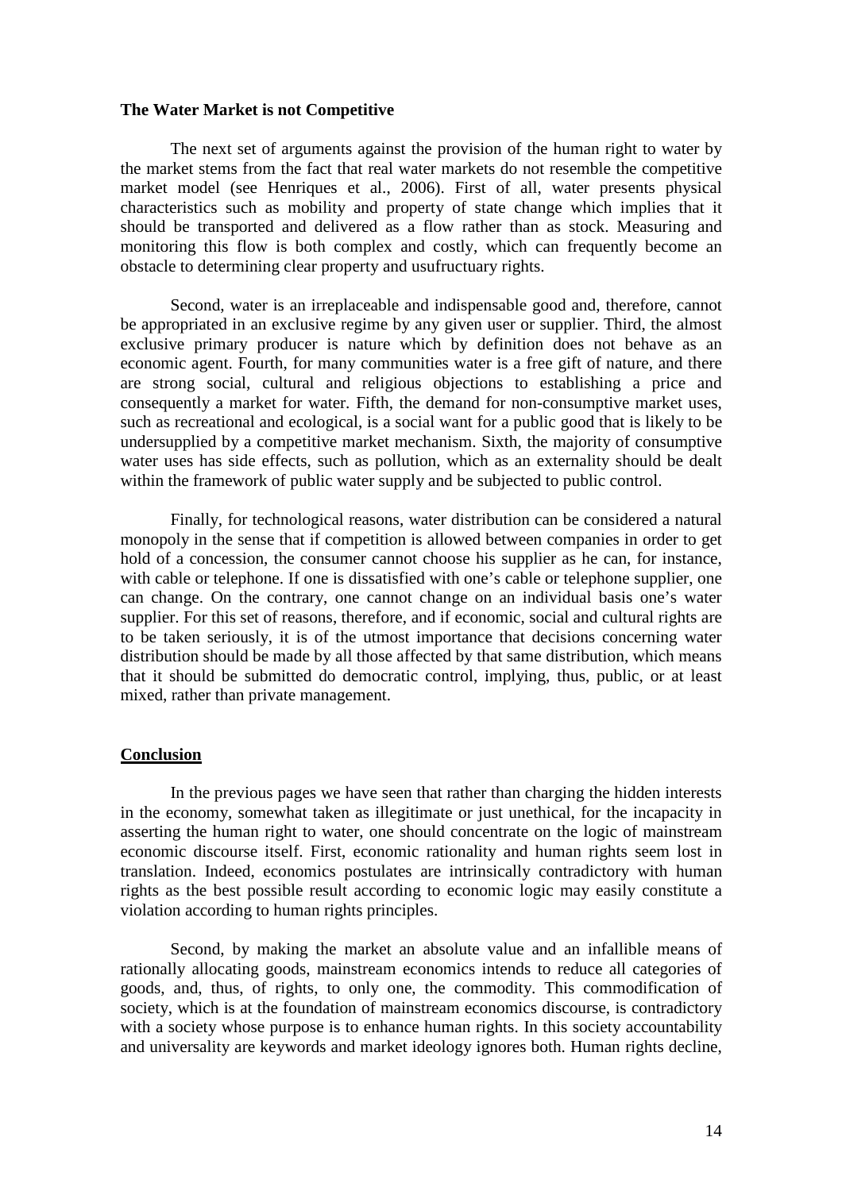**The Water Market is not Competitive**

The next set of arguments against the provision of the human right to water by the market stems from the fact that real water markets do not resemble the competitive market model (see Henriques et al., 2006). First of all, water presents physical characteristics such as mobility and property of state change which implies that it should be transported and delivered as a flow rather than as stock. Measuring and monitoring this flow is both complex and costly, which can frequently become an obstacle to determining clear property and usufructuary rights.

Second, water is an irreplaceable and indispensable good and, therefore, cannot be appropriated in an exclusive regime by any given user or supplier. Third, the almost exclusive primary producer is nature which by definition does not behave as an economic agent. Fourth, for many communities water is a free gift of nature, and there are strong social, cultural and religious objections to establishing a price and consequently a market for water. Fifth, the demand for non-consumptive market uses, such as recreational and ecological, is a social want for a public good that is likely to be undersupplied by a competitive market mechanism. Sixth, the majority of consumptive water uses has side effects, such as pollution, which as an externality should be dealt within the framework of public water supply and be subjected to public control.

Finally, for technological reasons, water distribution can be considered a natural monopoly in the sense that if competition is allowed between companies in order to get hold of a concession, the consumer cannot choose his supplier as he can, for instance, with cable or telephone. If one is dissatisfied with one's cable or telephone supplier, one can change. On the contrary, one cannot change on an individual basis one's water supplier. For this set of reasons, therefore, and if economic, social and cultural rights are to be taken seriously, it is of the utmost importance that decisions concerning water distribution should be made by all those affected by that same distribution, which means that it should be submitted do democratic control, implying, thus, public, or at least mixed, rather than private management.

## Conclusion

In the previous pages we have seen that rather than charging the hidden interests in the economy, somewhat taken as illegitimate or just unethical, for the incapacity in asserting the human right to water, one should concentrate on the logic of mainstream economic discourse itself. First, economic rationality and human rights seem lost in translation. Indeed, economics postulates are intrinsically contradictory with human rights as the best possible result according to economic logic may easily constitute a violation according to human rights principles.

Second, by making the market an absolute value and an infallible means of rationally allocating goods, mainstream economics intends to reduce all categories of goods, and, thus, of rights, to only one, the commodity. This commodification of society, which is at the foundation of mainstream economics discourse, is contradictory with a society whose purpose is to enhance human rights. In this society accountability and universality are keywords and market ideology ignores both. Human rights decline,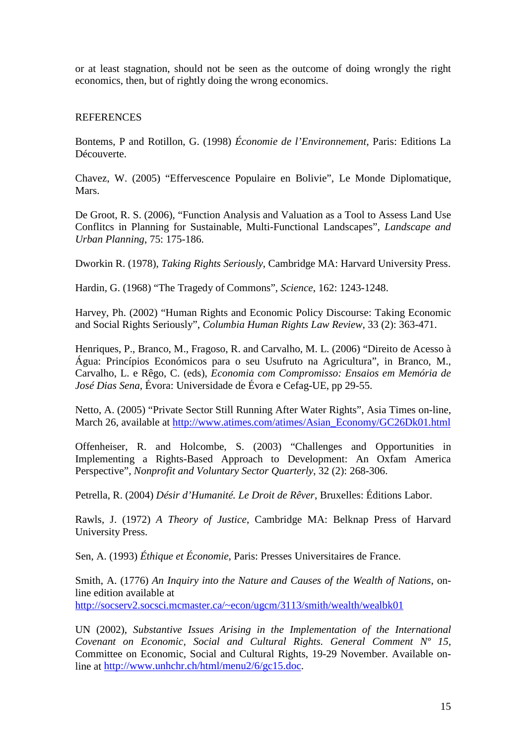or at least stagnation, should not be seen as the outcome of doing wrongly the right economics, then, but of rightly doing the wrong economics.

## REFERENCES

Bontems, P and Rotillon, G. (1998) *Économie de l'Environnement*, Paris: Editions La Découverte.

Chavez, W. (2005) "Effervescence Populaire en Bolivie", Le Monde Diplomatique, Mars.

De Groot, R. S. (2006), "Function Analysis and Valuation as a Tool to Assess Land Use Conflitcs in Planning for Sustainable, Multi-Functional Landscapes", *Landscape and Urban Planning*, 75: 175-186.

Dworkin R. (1978), *Taking Rights Seriously*, Cambridge MA: Harvard University Press.

Hardin, G. (1968) "The Tragedy of Commons", *Science*, 162: 1243-1248.

Harvey, Ph. (2002) "Human Rights and Economic Policy Discourse: Taking Economic and Social Rights Seriously", *Columbia Human Rights Law Review*, 33 (2): 363-471.

Henriques, P., Branco, M., Fragoso, R. and Carvalho, M. L. (2006) "Direito de Acesso à Água: Princípios Económicos para o seu Usufruto na Agricultura", in Branco, M., Carvalho, L. e Rêgo, C. (eds), *Economia com Compromisso: Ensaios em Memória de José Dias Sena*, Évora: Universidade de Évora e Cefag-UE, pp 29-55.

Netto, A. (2005) "Private Sector Still Running After Water Rights", Asia Times on-line, March 26, available at http://www.atimes.com/atimes/Asian_Economy/GC26Dk01.html

Offenheiser, R. and Holcombe, S. (2003) "Challenges and Opportunities in Implementing a Rights-Based Approach to Development: An Oxfam America Perspective", *Nonprofit and Voluntary Sector Quarterly*, 32 (2): 268-306.

Petrella, R. (2004) *Désir d'Humanité. Le Droit de Rêver*, Bruxelles: Éditions Labor.

Rawls, J. (1972) *A Theory of Justice*, Cambridge MA: Belknap Press of Harvard University Press.

Sen, A. (1993) *Éthique et Économie*, Paris: Presses Universitaires de France.

Smith, A. (1776) *An Inquiry into the Nature and Causes of the Wealth of Nations*, on-line edition available at http://socserv2.socsci.mcmaster.ca/~econ/ugcm/3113/smith/wealth/wealbk01

UN (2002), *Substantive Issues Arising in the Implementation of the International Covenant on Economic, Social and Cultural Rights. General Comment Nº 15*, Committee on Economic, Social and Cultural Rights, 19-29 November. Available on-line at http://www.unhchr.ch/html/menu2/6/gc15.doc.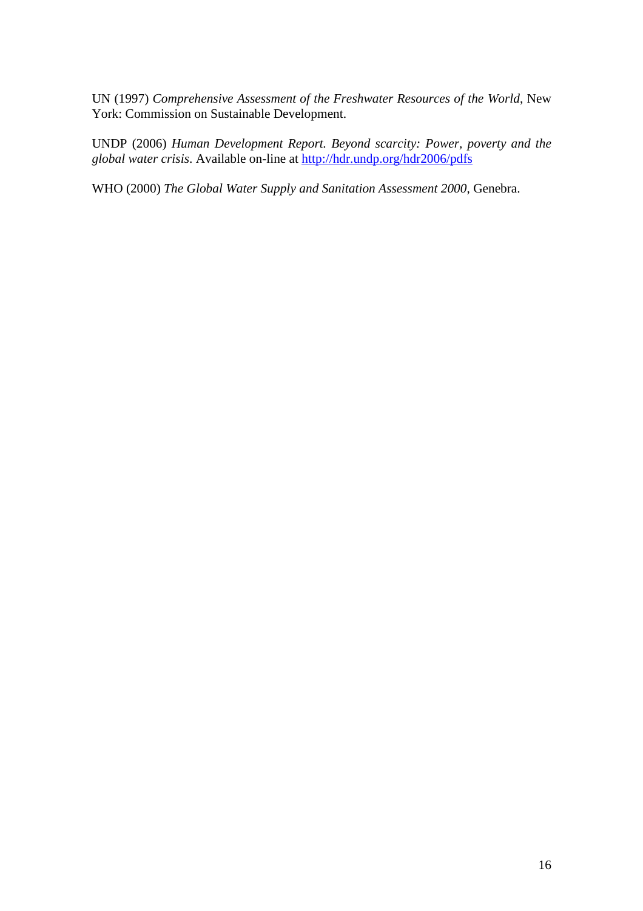UN (1997) *Comprehensive Assessment of the Freshwater Resources of the World*, New York: Commission on Sustainable Development.

UNDP (2006) *Human Development Report. Beyond scarcity: Power, poverty and the global water crisis*. Available on-line at http://hdr.undp.org/hdr2006/pdfs

WHO (2000) *The Global Water Supply and Sanitation Assessment 2000*, Genebra.